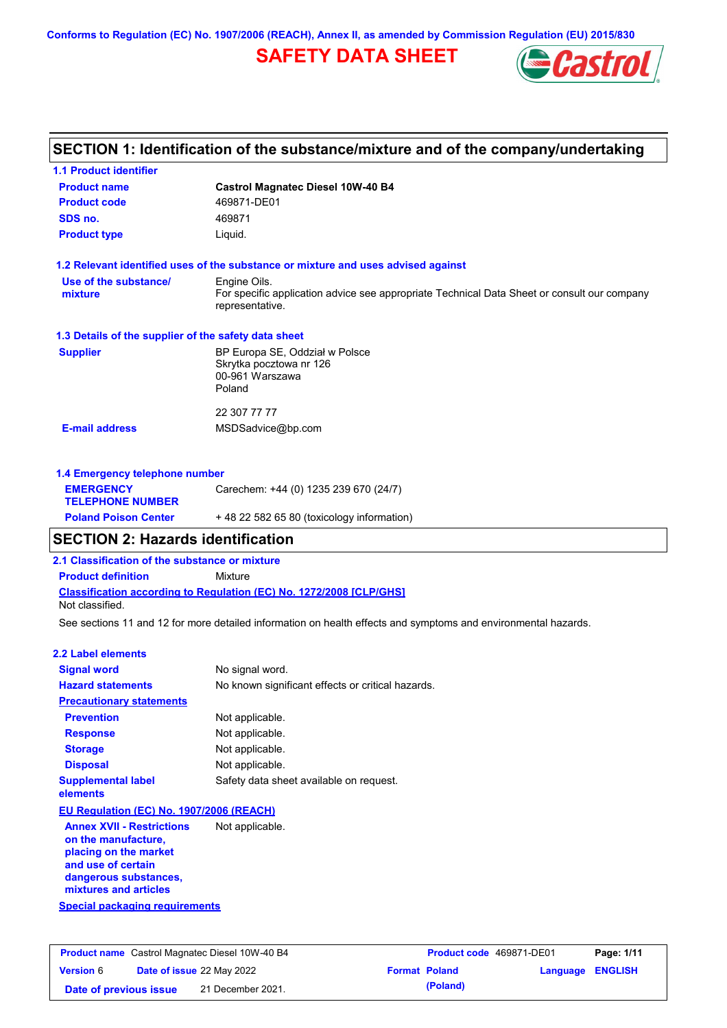Conforms to Regulation (EC) No. 1907/2006 (REACH), Annex II, as amended by Commission Regulation (EU) 2015/830

# SAFETY DATA SHEET

## SECTION 1: Identification of the substance/mixture and of the company/undertaking

### 1.1 Product identifier

| | |
|---|---|
| **Product name** | **Castrol Magnatec Diesel 10W-40 B4** |
| **Product code** | 469871-DE01 |
| **SDS no.** | 469871 |
| **Product type** | Liquid. |

### 1.2 Relevant identified uses of the substance or mixture and uses advised against

| | |
|---|---|
| **Use of the substance/ mixture** | Engine Oils. For specific application advice see appropriate Technical Data Sheet or consult our company representative. |

### 1.3 Details of the supplier of the safety data sheet

| | |
|---|---|
| **Supplier** | BP Europa SE, Oddział w Polsce<br>Skrytka pocztowa nr 126<br>00-961 Warszawa<br>Poland<br><br>22 307 77 77 |
| **E-mail address** | MSDSadvice@bp.com |

### 1.4 Emergency telephone number

| | |
|---|---|
| **EMERGENCY TELEPHONE NUMBER** | Carechem: +44 (0) 1235 239 670 (24/7) |
| **Poland Poison Center** | + 48 22 582 65 80 (toxicology information) |

## SECTION 2: Hazards identification

### 2.1 Classification of the substance or mixture

**Product definition** Mixture

**Classification according to Regulation (EC) No. 1272/2008 [CLP/GHS]**

Not classified.

See sections 11 and 12 for more detailed information on health effects and symptoms and environmental hazards.

### 2.2 Label elements

| | |
|---|---|
| **Signal word** | No signal word. |
| **Hazard statements** | No known significant effects or critical hazards. |
| **Precautionary statements** | |
| **Prevention** | Not applicable. |
| **Response** | Not applicable. |
| **Storage** | Not applicable. |
| **Disposal** | Not applicable. |
| **Supplemental label elements** | Safety data sheet available on request. |

**EU Regulation (EC) No. 1907/2006 (REACH)**

| | |
|---|---|
| **Annex XVII - Restrictions on the manufacture, placing on the market and use of certain dangerous substances, mixtures and articles** | Not applicable. |

**Special packaging requirements**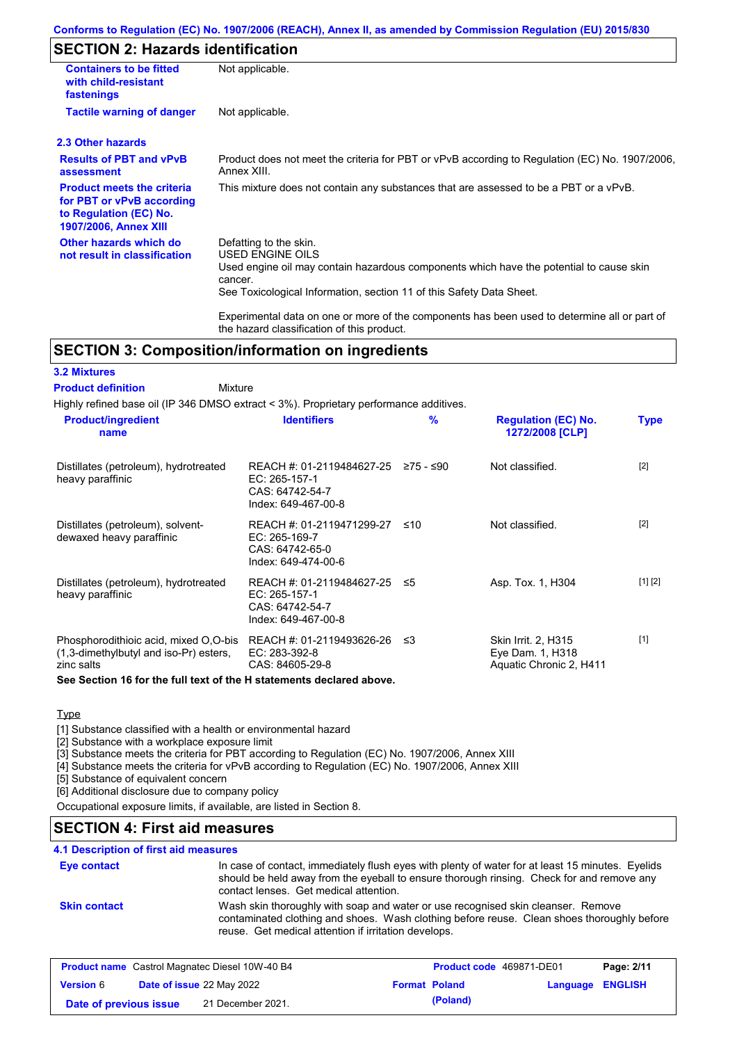## SECTION 2: Hazards identification

| | |
|---|---|
| **Containers to be fitted with child-resistant fastenings** | Not applicable. |
| **Tactile warning of danger** | Not applicable. |

### 2.3 Other hazards

| | |
|---|---|
| **Results of PBT and vPvB assessment** | Product does not meet the criteria for PBT or vPvB according to Regulation (EC) No. 1907/2006, Annex XIII. |
| **Product meets the criteria for PBT or vPvB according to Regulation (EC) No. 1907/2006, Annex XIII** | This mixture does not contain any substances that are assessed to be a PBT or a vPvB. |
| **Other hazards which do not result in classification** | Defatting to the skin.<br>USED ENGINE OILS<br>Used engine oil may contain hazardous components which have the potential to cause skin cancer.<br>See Toxicological Information, section 11 of this Safety Data Sheet.<br><br>Experimental data on one or more of the components has been used to determine all or part of the hazard classification of this product. |

## SECTION 3: Composition/information on ingredients

### 3.2 Mixtures

**Product definition** Mixture

Highly refined base oil (IP 346 DMSO extract < 3%). Proprietary performance additives.

| Product/ingredient name | Identifiers | % | Regulation (EC) No. 1272/2008 [CLP] | Type |
|---|---|---|---|---|
| Distillates (petroleum), hydrotreated heavy paraffinic | REACH #: 01-2119484627-25<br>EC: 265-157-1<br>CAS: 64742-54-7<br>Index: 649-467-00-8 | ≥75 - ≤90 | Not classified. | [2] |
| Distillates (petroleum), solvent-dewaxed heavy paraffinic | REACH #: 01-2119471299-27<br>EC: 265-169-7<br>CAS: 64742-65-0<br>Index: 649-474-00-6 | ≤10 | Not classified. | [2] |
| Distillates (petroleum), hydrotreated heavy paraffinic | REACH #: 01-2119484627-25<br>EC: 265-157-1<br>CAS: 64742-54-7<br>Index: 649-467-00-8 | ≤5 | Asp. Tox. 1, H304 | [1] [2] |
| Phosphorodithioic acid, mixed O,O-bis (1,3-dimethylbutyl and iso-Pr) esters, zinc salts | REACH #: 01-2119493626-26<br>EC: 283-392-8<br>CAS: 84605-29-8 | ≤3 | Skin Irrit. 2, H315<br>Eye Dam. 1, H318<br>Aquatic Chronic 2, H411 | [1] |

**See Section 16 for the full text of the H statements declared above.**

Type

[1] Substance classified with a health or environmental hazard
[2] Substance with a workplace exposure limit
[3] Substance meets the criteria for PBT according to Regulation (EC) No. 1907/2006, Annex XIII
[4] Substance meets the criteria for vPvB according to Regulation (EC) No. 1907/2006, Annex XIII
[5] Substance of equivalent concern
[6] Additional disclosure due to company policy

Occupational exposure limits, if available, are listed in Section 8.

## SECTION 4: First aid measures

### 4.1 Description of first aid measures

| | |
|---|---|
| **Eye contact** | In case of contact, immediately flush eyes with plenty of water for at least 15 minutes. Eyelids should be held away from the eyeball to ensure thorough rinsing. Check for and remove any contact lenses. Get medical attention. |
| **Skin contact** | Wash skin thoroughly with soap and water or use recognised skin cleanser. Remove contaminated clothing and shoes. Wash clothing before reuse. Clean shoes thoroughly before reuse. Get medical attention if irritation develops. |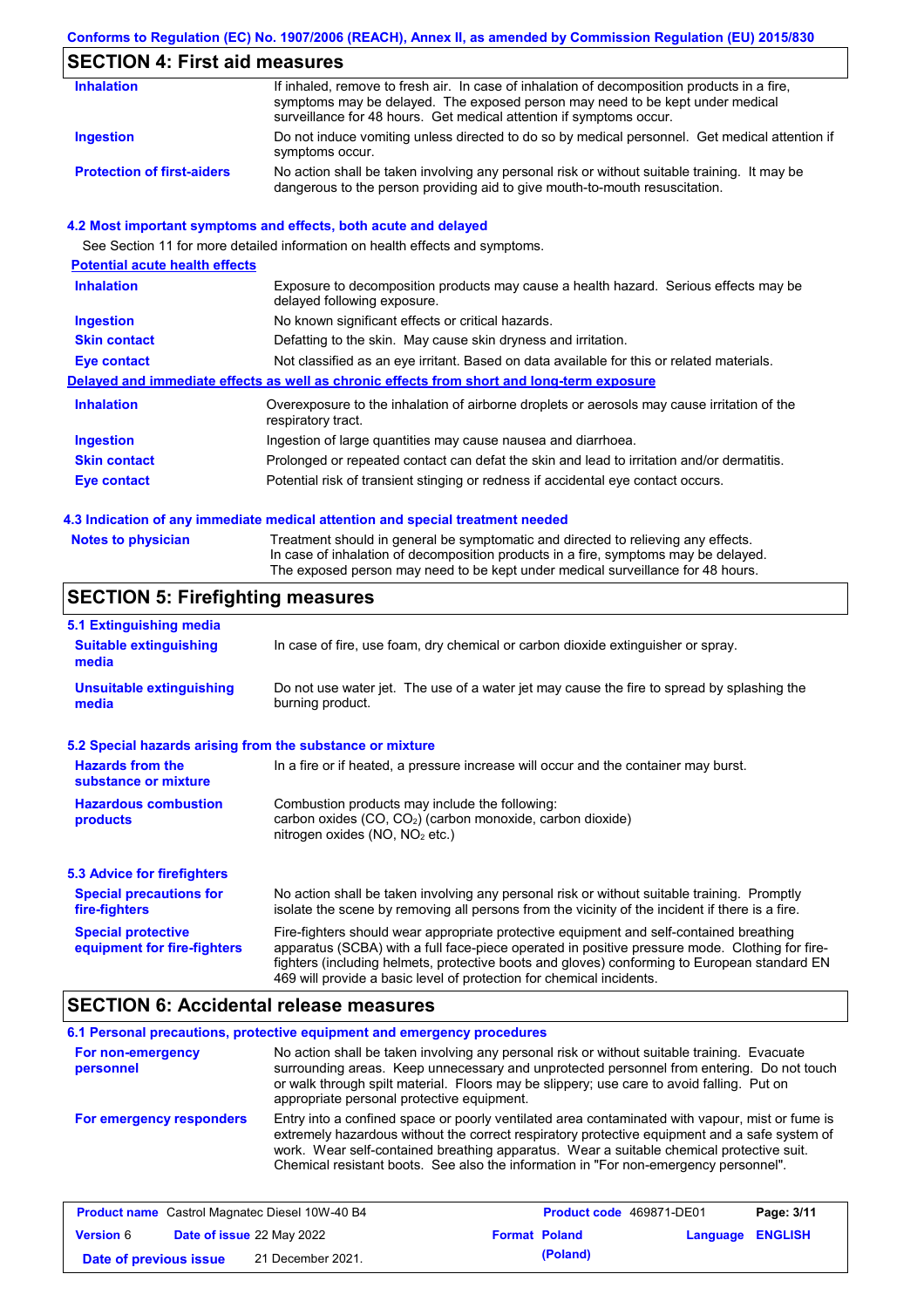## SECTION 4: First aid measures

| | |
|---|---|
| **Inhalation** | If inhaled, remove to fresh air. In case of inhalation of decomposition products in a fire, symptoms may be delayed. The exposed person may need to be kept under medical surveillance for 48 hours. Get medical attention if symptoms occur. |
| **Ingestion** | Do not induce vomiting unless directed to do so by medical personnel. Get medical attention if symptoms occur. |
| **Protection of first-aiders** | No action shall be taken involving any personal risk or without suitable training. It may be dangerous to the person providing aid to give mouth-to-mouth resuscitation. |

### 4.2 Most important symptoms and effects, both acute and delayed

See Section 11 for more detailed information on health effects and symptoms.

**Potential acute health effects**

| | |
|---|---|
| **Inhalation** | Exposure to decomposition products may cause a health hazard. Serious effects may be delayed following exposure. |
| **Ingestion** | No known significant effects or critical hazards. |
| **Skin contact** | Defatting to the skin. May cause skin dryness and irritation. |
| **Eye contact** | Not classified as an eye irritant. Based on data available for this or related materials. |

**Delayed and immediate effects as well as chronic effects from short and long-term exposure**

| | |
|---|---|
| **Inhalation** | Overexposure to the inhalation of airborne droplets or aerosols may cause irritation of the respiratory tract. |
| **Ingestion** | Ingestion of large quantities may cause nausea and diarrhoea. |
| **Skin contact** | Prolonged or repeated contact can defat the skin and lead to irritation and/or dermatitis. |
| **Eye contact** | Potential risk of transient stinging or redness if accidental eye contact occurs. |

### 4.3 Indication of any immediate medical attention and special treatment needed

| | |
|---|---|
| **Notes to physician** | Treatment should in general be symptomatic and directed to relieving any effects. In case of inhalation of decomposition products in a fire, symptoms may be delayed. The exposed person may need to be kept under medical surveillance for 48 hours. |

## SECTION 5: Firefighting measures

### 5.1 Extinguishing media

| | |
|---|---|
| **Suitable extinguishing media** | In case of fire, use foam, dry chemical or carbon dioxide extinguisher or spray. |
| **Unsuitable extinguishing media** | Do not use water jet. The use of a water jet may cause the fire to spread by splashing the burning product. |

### 5.2 Special hazards arising from the substance or mixture

| | |
|---|---|
| **Hazards from the substance or mixture** | In a fire or if heated, a pressure increase will occur and the container may burst. |
| **Hazardous combustion products** | Combustion products may include the following: carbon oxides (CO, $CO_2$) (carbon monoxide, carbon dioxide) nitrogen oxides (NO, $NO_2$ etc.) |

### 5.3 Advice for firefighters

| | |
|---|---|
| **Special precautions for fire-fighters** | No action shall be taken involving any personal risk or without suitable training. Promptly isolate the scene by removing all persons from the vicinity of the incident if there is a fire. |
| **Special protective equipment for fire-fighters** | Fire-fighters should wear appropriate protective equipment and self-contained breathing apparatus (SCBA) with a full face-piece operated in positive pressure mode. Clothing for fire-fighters (including helmets, protective boots and gloves) conforming to European standard EN 469 will provide a basic level of protection for chemical incidents. |

## SECTION 6: Accidental release measures

### 6.1 Personal precautions, protective equipment and emergency procedures

| | |
|---|---|
| **For non-emergency personnel** | No action shall be taken involving any personal risk or without suitable training. Evacuate surrounding areas. Keep unnecessary and unprotected personnel from entering. Do not touch or walk through spilt material. Floors may be slippery; use care to avoid falling. Put on appropriate personal protective equipment. |
| **For emergency responders** | Entry into a confined space or poorly ventilated area contaminated with vapour, mist or fume is extremely hazardous without the correct respiratory protective equipment and a safe system of work. Wear self-contained breathing apparatus. Wear a suitable chemical protective suit. Chemical resistant boots. See also the information in "For non-emergency personnel". |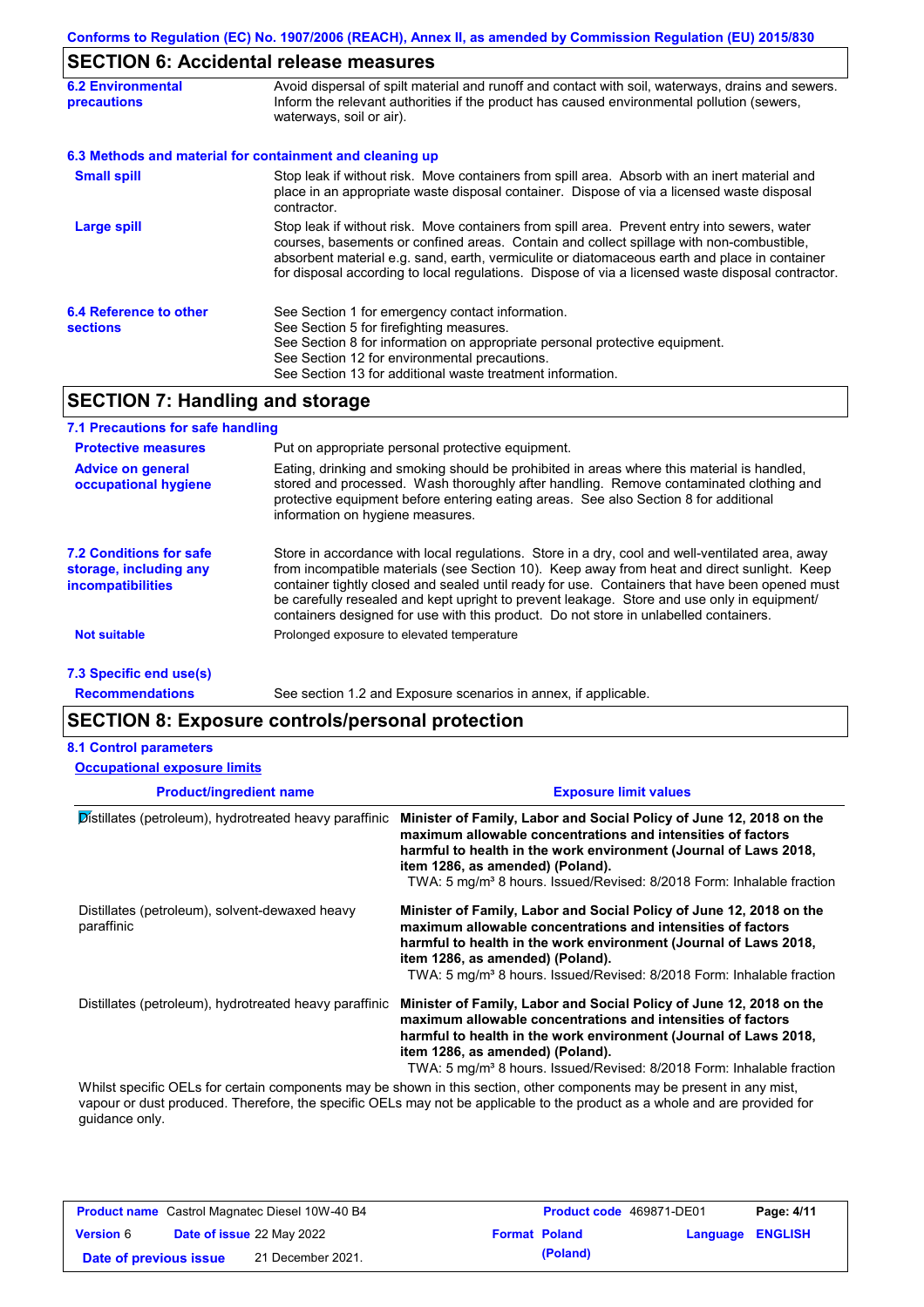## SECTION 6: Accidental release measures

**6.2 Environmental precautions**

Avoid dispersal of spilt material and runoff and contact with soil, waterways, drains and sewers. Inform the relevant authorities if the product has caused environmental pollution (sewers, waterways, soil or air).

### 6.3 Methods and material for containment and cleaning up

**Small spill**

Stop leak if without risk. Move containers from spill area. Absorb with an inert material and place in an appropriate waste disposal container. Dispose of via a licensed waste disposal contractor.

**Large spill**

Stop leak if without risk. Move containers from spill area. Prevent entry into sewers, water courses, basements or confined areas. Contain and collect spillage with non-combustible, absorbent material e.g. sand, earth, vermiculite or diatomaceous earth and place in container for disposal according to local regulations. Dispose of via a licensed waste disposal contractor.

**6.4 Reference to other sections**

See Section 1 for emergency contact information.
See Section 5 for firefighting measures.
See Section 8 for information on appropriate personal protective equipment.
See Section 12 for environmental precautions.
See Section 13 for additional waste treatment information.

## SECTION 7: Handling and storage

### 7.1 Precautions for safe handling

**Protective measures**

Put on appropriate personal protective equipment.

**Advice on general occupational hygiene**

Eating, drinking and smoking should be prohibited in areas where this material is handled, stored and processed. Wash thoroughly after handling. Remove contaminated clothing and protective equipment before entering eating areas. See also Section 8 for additional information on hygiene measures.

**7.2 Conditions for safe storage, including any incompatibilities**

Store in accordance with local regulations. Store in a dry, cool and well-ventilated area, away from incompatible materials (see Section 10). Keep away from heat and direct sunlight. Keep container tightly closed and sealed until ready for use. Containers that have been opened must be carefully resealed and kept upright to prevent leakage. Store and use only in equipment/ containers designed for use with this product. Do not store in unlabelled containers.

**Not suitable**

Prolonged exposure to elevated temperature

### 7.3 Specific end use(s)

**Recommendations**

See section 1.2 and Exposure scenarios in annex, if applicable.

## SECTION 8: Exposure controls/personal protection

### 8.1 Control parameters

**Occupational exposure limits**

| Product/ingredient name | Exposure limit values |
|---|---|
| Distillates (petroleum), hydrotreated heavy paraffinic | **Minister of Family, Labor and Social Policy of June 12, 2018 on the maximum allowable concentrations and intensities of factors harmful to health in the work environment (Journal of Laws 2018, item 1286, as amended) (Poland).** TWA: 5 mg/m³ 8 hours. Issued/Revised: 8/2018 Form: Inhalable fraction |
| Distillates (petroleum), solvent-dewaxed heavy paraffinic | **Minister of Family, Labor and Social Policy of June 12, 2018 on the maximum allowable concentrations and intensities of factors harmful to health in the work environment (Journal of Laws 2018, item 1286, as amended) (Poland).** TWA: 5 mg/m³ 8 hours. Issued/Revised: 8/2018 Form: Inhalable fraction |
| Distillates (petroleum), hydrotreated heavy paraffinic | **Minister of Family, Labor and Social Policy of June 12, 2018 on the maximum allowable concentrations and intensities of factors harmful to health in the work environment (Journal of Laws 2018, item 1286, as amended) (Poland).** TWA: 5 mg/m³ 8 hours. Issued/Revised: 8/2018 Form: Inhalable fraction |

Whilst specific OELs for certain components may be shown in this section, other components may be present in any mist, vapour or dust produced. Therefore, the specific OELs may not be applicable to the product as a whole and are provided for guidance only.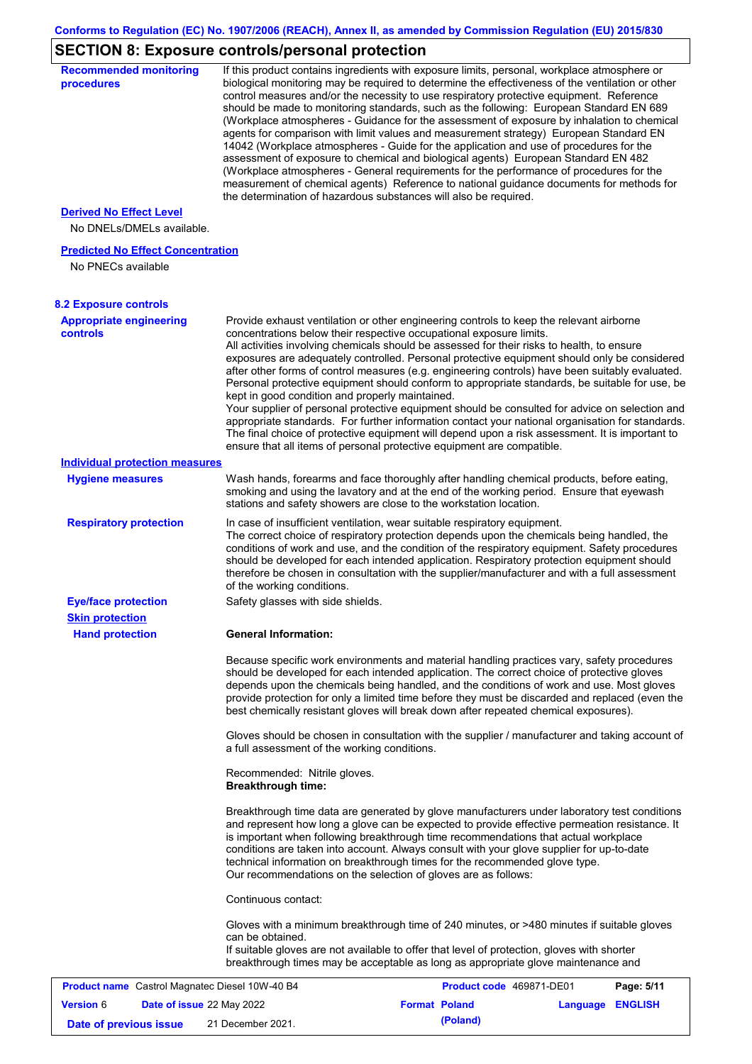## SECTION 8: Exposure controls/personal protection

**Recommended monitoring procedures**

If this product contains ingredients with exposure limits, personal, workplace atmosphere or biological monitoring may be required to determine the effectiveness of the ventilation or other control measures and/or the necessity to use respiratory protective equipment. Reference should be made to monitoring standards, such as the following: European Standard EN 689 (Workplace atmospheres - Guidance for the assessment of exposure by inhalation to chemical agents for comparison with limit values and measurement strategy) European Standard EN 14042 (Workplace atmospheres - Guide for the application and use of procedures for the assessment of exposure to chemical and biological agents) European Standard EN 482 (Workplace atmospheres - General requirements for the performance of procedures for the measurement of chemical agents) Reference to national guidance documents for methods for the determination of hazardous substances will also be required.

**Derived No Effect Level**

No DNELs/DMELs available.

**Predicted No Effect Concentration**

No PNECs available

### 8.2 Exposure controls

**Appropriate engineering controls**

Provide exhaust ventilation or other engineering controls to keep the relevant airborne concentrations below their respective occupational exposure limits.
All activities involving chemicals should be assessed for their risks to health, to ensure exposures are adequately controlled. Personal protective equipment should only be considered after other forms of control measures (e.g. engineering controls) have been suitably evaluated. Personal protective equipment should conform to appropriate standards, be suitable for use, be kept in good condition and properly maintained.
Your supplier of personal protective equipment should be consulted for advice on selection and appropriate standards. For further information contact your national organisation for standards. The final choice of protective equipment will depend upon a risk assessment. It is important to ensure that all items of personal protective equipment are compatible.

**Individual protection measures**

**Hygiene measures**

Wash hands, forearms and face thoroughly after handling chemical products, before eating, smoking and using the lavatory and at the end of the working period. Ensure that eyewash stations and safety showers are close to the workstation location.

**Respiratory protection**

In case of insufficient ventilation, wear suitable respiratory equipment.
The correct choice of respiratory protection depends upon the chemicals being handled, the conditions of work and use, and the condition of the respiratory equipment. Safety procedures should be developed for each intended application. Respiratory protection equipment should therefore be chosen in consultation with the supplier/manufacturer and with a full assessment of the working conditions.

**Eye/face protection**

Safety glasses with side shields.

**Skin protection**

**Hand protection**

**General Information:**

Because specific work environments and material handling practices vary, safety procedures should be developed for each intended application. The correct choice of protective gloves depends upon the chemicals being handled, and the conditions of work and use. Most gloves provide protection for only a limited time before they must be discarded and replaced (even the best chemically resistant gloves will break down after repeated chemical exposures).

Gloves should be chosen in consultation with the supplier / manufacturer and taking account of a full assessment of the working conditions.

Recommended: Nitrile gloves.
**Breakthrough time:**

Breakthrough time data are generated by glove manufacturers under laboratory test conditions and represent how long a glove can be expected to provide effective permeation resistance. It is important when following breakthrough time recommendations that actual workplace conditions are taken into account. Always consult with your glove supplier for up-to-date technical information on breakthrough times for the recommended glove type.
Our recommendations on the selection of gloves are as follows:

Continuous contact:

Gloves with a minimum breakthrough time of 240 minutes, or >480 minutes if suitable gloves can be obtained.
If suitable gloves are not available to offer that level of protection, gloves with shorter breakthrough times may be acceptable as long as appropriate glove maintenance and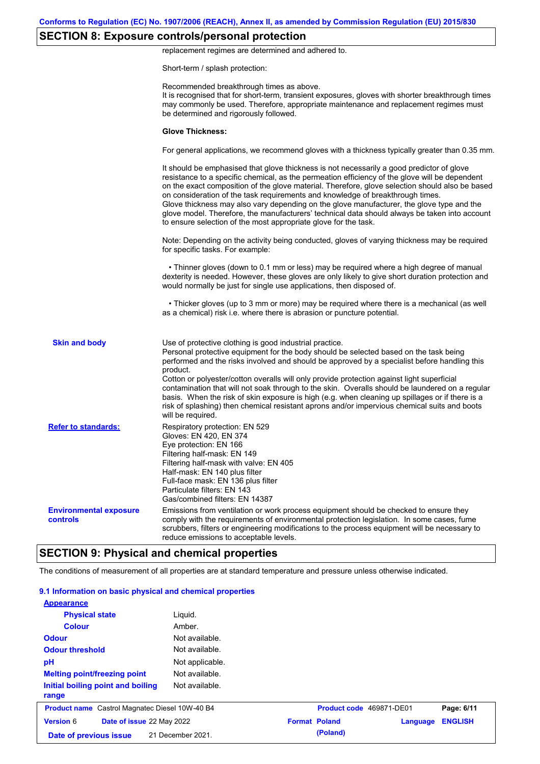## SECTION 8: Exposure controls/personal protection

replacement regimes are determined and adhered to.

Short-term / splash protection:

Recommended breakthrough times as above.
It is recognised that for short-term, transient exposures, gloves with shorter breakthrough times may commonly be used. Therefore, appropriate maintenance and replacement regimes must be determined and rigorously followed.

**Glove Thickness:**

For general applications, we recommend gloves with a thickness typically greater than 0.35 mm.

It should be emphasised that glove thickness is not necessarily a good predictor of glove resistance to a specific chemical, as the permeation efficiency of the glove will be dependent on the exact composition of the glove material. Therefore, glove selection should also be based on consideration of the task requirements and knowledge of breakthrough times.
Glove thickness may also vary depending on the glove manufacturer, the glove type and the glove model. Therefore, the manufacturers' technical data should always be taken into account to ensure selection of the most appropriate glove for the task.

Note: Depending on the activity being conducted, gloves of varying thickness may be required for specific tasks. For example:

• Thinner gloves (down to 0.1 mm or less) may be required where a high degree of manual dexterity is needed. However, these gloves are only likely to give short duration protection and would normally be just for single use applications, then disposed of.

• Thicker gloves (up to 3 mm or more) may be required where there is a mechanical (as well as a chemical) risk i.e. where there is abrasion or puncture potential.

**Skin and body**

Use of protective clothing is good industrial practice.
Personal protective equipment for the body should be selected based on the task being performed and the risks involved and should be approved by a specialist before handling this product.
Cotton or polyester/cotton overalls will only provide protection against light superficial contamination that will not soak through to the skin. Overalls should be laundered on a regular basis. When the risk of skin exposure is high (e.g. when cleaning up spillages or if there is a risk of splashing) then chemical resistant aprons and/or impervious chemical suits and boots will be required.

**Refer to standards:**

Respiratory protection: EN 529
Gloves: EN 420, EN 374
Eye protection: EN 166
Filtering half-mask: EN 149
Filtering half-mask with valve: EN 405
Half-mask: EN 140 plus filter
Full-face mask: EN 136 plus filter
Particulate filters: EN 143
Gas/combined filters: EN 14387

**Environmental exposure controls**

Emissions from ventilation or work process equipment should be checked to ensure they comply with the requirements of environmental protection legislation. In some cases, fume scrubbers, filters or engineering modifications to the process equipment will be necessary to reduce emissions to acceptable levels.

## SECTION 9: Physical and chemical properties

The conditions of measurement of all properties are at standard temperature and pressure unless otherwise indicated.

### 9.1 Information on basic physical and chemical properties

**Appearance**

| | |
|---|---|
| Physical state | Liquid. |
| Colour | Amber. |
| Odour | Not available. |
| Odour threshold | Not available. |
| pH | Not applicable. |
| Melting point/freezing point | Not available. |
| Initial boiling point and boiling range | Not available. |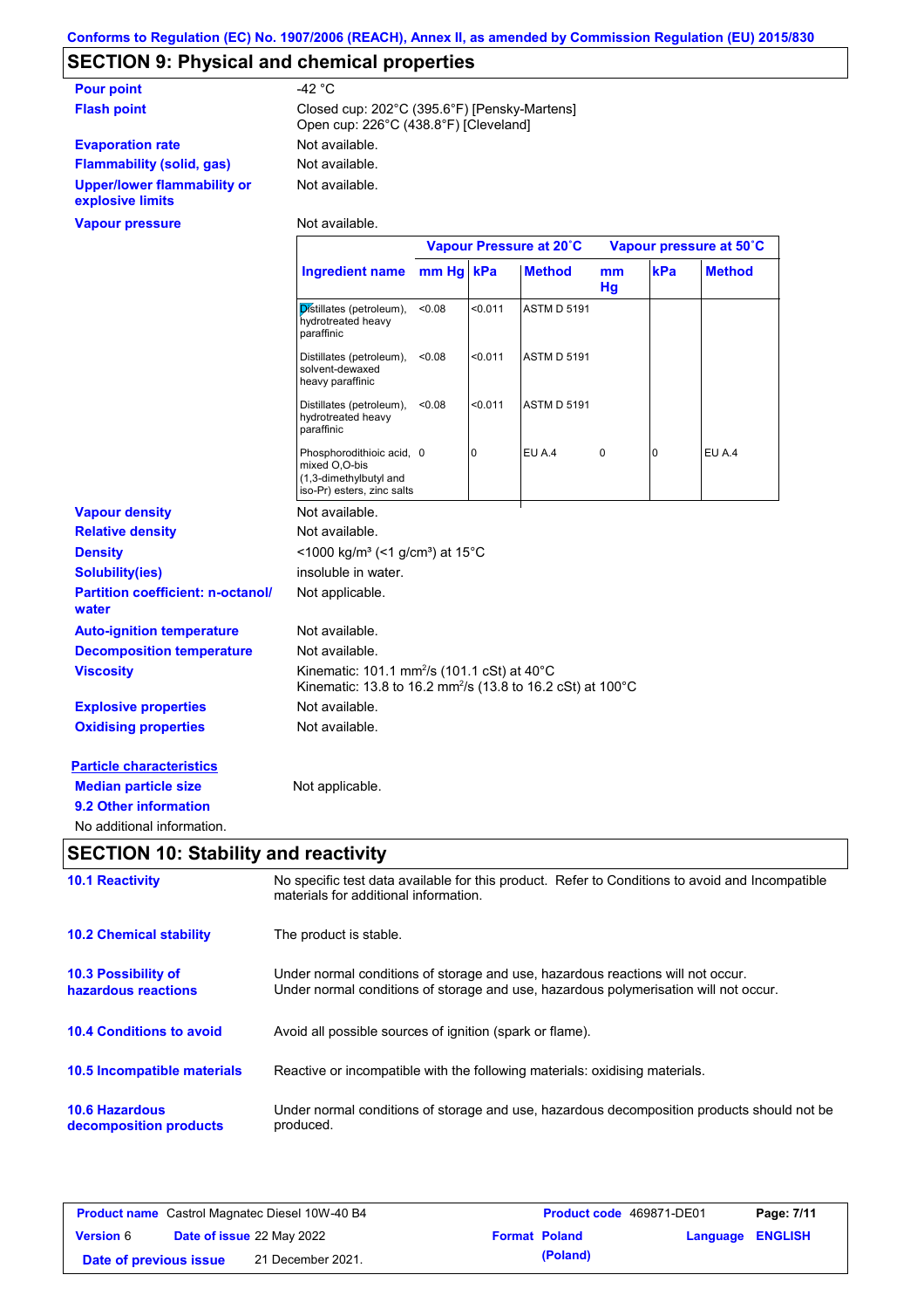Conforms to Regulation (EC) No. 1907/2006 (REACH), Annex II, as amended by Commission Regulation (EU) 2015/830

## SECTION 9: Physical and chemical properties

| | |
|---|---|
| **Pour point** | -42 °C |
| **Flash point** | Closed cup: 202°C (395.6°F) [Pensky-Martens]<br>Open cup: 226°C (438.8°F) [Cleveland] |
| **Evaporation rate** | Not available. |
| **Flammability (solid, gas)** | Not available. |
| **Upper/lower flammability or explosive limits** | Not available. |
| **Vapour pressure** | Not available. |

| | Vapour Pressure at 20˚C | | | Vapour pressure at 50˚C | | |
|---|---|---|---|---|---|---|
| **Ingredient name** | **mm Hg** | **kPa** | **Method** | **mm Hg** | **kPa** | **Method** |
| Distillates (petroleum), hydrotreated heavy paraffinic | <0.08 | <0.011 | ASTM D 5191 | | | |
| Distillates (petroleum), solvent-dewaxed heavy paraffinic | <0.08 | <0.011 | ASTM D 5191 | | | |
| Distillates (petroleum), hydrotreated heavy paraffinic | <0.08 | <0.011 | ASTM D 5191 | | | |
| Phosphorodithioic acid, mixed O,O-bis (1,3-dimethylbutyl and iso-Pr) esters, zinc salts | 0 | 0 | EU A.4 | 0 | 0 | EU A.4 |

| | |
|---|---|
| **Vapour density** | Not available. |
| **Relative density** | Not available. |
| **Density** | <1000 kg/m³ (<1 g/cm³) at 15°C |
| **Solubility(ies)** | insoluble in water. |
| **Partition coefficient: n-octanol/ water** | Not applicable. |
| **Auto-ignition temperature** | Not available. |
| **Decomposition temperature** | Not available. |
| **Viscosity** | Kinematic: 101.1 mm²/s (101.1 cSt) at 40°C<br>Kinematic: 13.8 to 16.2 mm²/s (13.8 to 16.2 cSt) at 100°C |
| **Explosive properties** | Not available. |
| **Oxidising properties** | Not available. |

**Particle characteristics**

**Median particle size** Not applicable.

**9.2 Other information**

No additional information.

## SECTION 10: Stability and reactivity

| | |
|---|---|
| **10.1 Reactivity** | No specific test data available for this product. Refer to Conditions to avoid and Incompatible materials for additional information. |
| **10.2 Chemical stability** | The product is stable. |
| **10.3 Possibility of hazardous reactions** | Under normal conditions of storage and use, hazardous reactions will not occur.<br>Under normal conditions of storage and use, hazardous polymerisation will not occur. |
| **10.4 Conditions to avoid** | Avoid all possible sources of ignition (spark or flame). |
| **10.5 Incompatible materials** | Reactive or incompatible with the following materials: oxidising materials. |
| **10.6 Hazardous decomposition products** | Under normal conditions of storage and use, hazardous decomposition products should not be produced. |

| | | | |
|---|---|---|---|
| **Product name** Castrol Magnatec Diesel 10W-40 B4 | | **Product code** 469871-DE01 | |
| **Version** 6 | **Date of issue** 22 May 2022 | **Format** Poland (Poland) | **Language** ENGLISH |
| **Date of previous issue** | 21 December 2021. | | |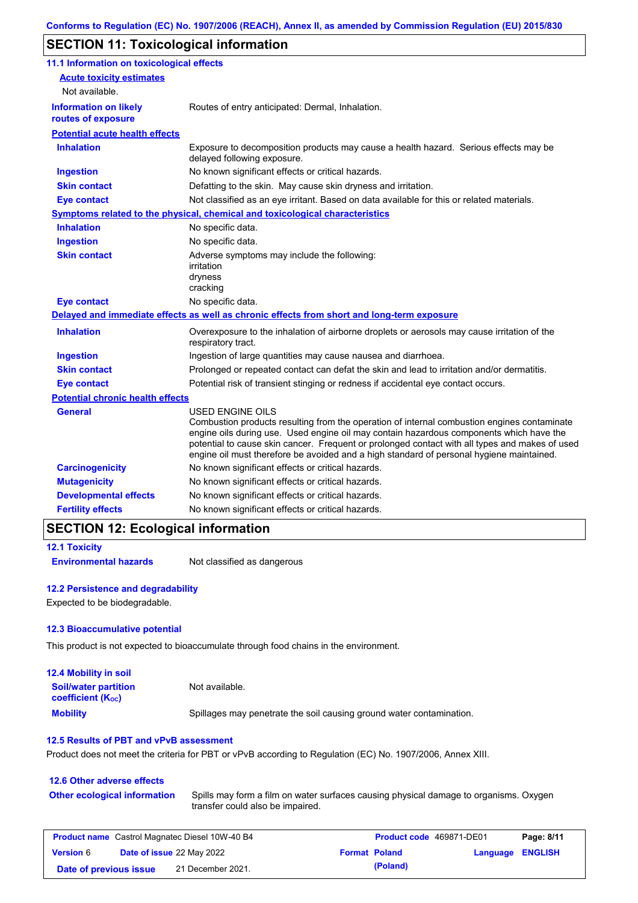## SECTION 11: Toxicological information

### 11.1 Information on toxicological effects

**Acute toxicity estimates**

Not available.

| | |
|---|---|
| **Information on likely routes of exposure** | Routes of entry anticipated: Dermal, Inhalation. |

**Potential acute health effects**

| | |
|---|---|
| **Inhalation** | Exposure to decomposition products may cause a health hazard. Serious effects may be delayed following exposure. |
| **Ingestion** | No known significant effects or critical hazards. |
| **Skin contact** | Defatting to the skin. May cause skin dryness and irritation. |
| **Eye contact** | Not classified as an eye irritant. Based on data available for this or related materials. |

**Symptoms related to the physical, chemical and toxicological characteristics**

| | |
|---|---|
| **Inhalation** | No specific data. |
| **Ingestion** | No specific data. |
| **Skin contact** | Adverse symptoms may include the following: irritation dryness cracking |
| **Eye contact** | No specific data. |

**Delayed and immediate effects as well as chronic effects from short and long-term exposure**

| | |
|---|---|
| **Inhalation** | Overexposure to the inhalation of airborne droplets or aerosols may cause irritation of the respiratory tract. |
| **Ingestion** | Ingestion of large quantities may cause nausea and diarrhoea. |
| **Skin contact** | Prolonged or repeated contact can defat the skin and lead to irritation and/or dermatitis. |
| **Eye contact** | Potential risk of transient stinging or redness if accidental eye contact occurs. |

**Potential chronic health effects**

| | |
|---|---|
| **General** | USED ENGINE OILS Combustion products resulting from the operation of internal combustion engines contaminate engine oils during use. Used engine oil may contain hazardous components which have the potential to cause skin cancer. Frequent or prolonged contact with all types and makes of used engine oil must therefore be avoided and a high standard of personal hygiene maintained. |
| **Carcinogenicity** | No known significant effects or critical hazards. |
| **Mutagenicity** | No known significant effects or critical hazards. |
| **Developmental effects** | No known significant effects or critical hazards. |
| **Fertility effects** | No known significant effects or critical hazards. |

## SECTION 12: Ecological information

### 12.1 Toxicity

| | |
|---|---|
| **Environmental hazards** | Not classified as dangerous |

### 12.2 Persistence and degradability

Expected to be biodegradable.

### 12.3 Bioaccumulative potential

This product is not expected to bioaccumulate through food chains in the environment.

### 12.4 Mobility in soil

| | |
|---|---|
| **Soil/water partition coefficient ($K_{OC}$)** | Not available. |
| **Mobility** | Spillages may penetrate the soil causing ground water contamination. |

### 12.5 Results of PBT and vPvB assessment

Product does not meet the criteria for PBT or vPvB according to Regulation (EC) No. 1907/2006, Annex XIII.

### 12.6 Other adverse effects

| | |
|---|---|
| **Other ecological information** | Spills may form a film on water surfaces causing physical damage to organisms. Oxygen transfer could also be impaired. |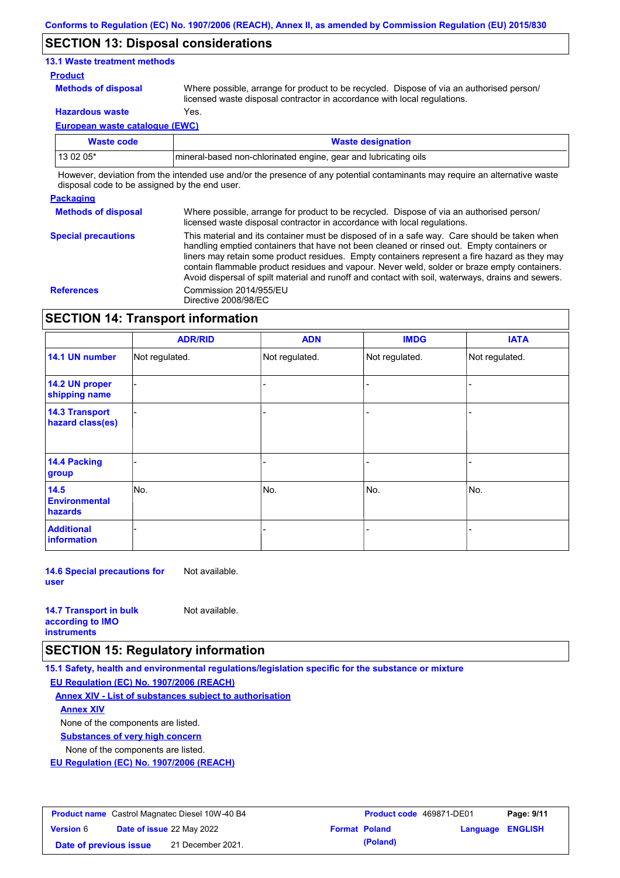## SECTION 13: Disposal considerations

### 13.1 Waste treatment methods

**Product**

**Methods of disposal**: Where possible, arrange for product to be recycled. Dispose of via an authorised person/ licensed waste disposal contractor in accordance with local regulations.

**Hazardous waste**: Yes.

**European waste catalogue (EWC)**

| Waste code | Waste designation |
|---|---|
| 13 02 05* | mineral-based non-chlorinated engine, gear and lubricating oils |

However, deviation from the intended use and/or the presence of any potential contaminants may require an alternative waste disposal code to be assigned by the end user.

**Packaging**

**Methods of disposal**: Where possible, arrange for product to be recycled. Dispose of via an authorised person/ licensed waste disposal contractor in accordance with local regulations.

**Special precautions**: This material and its container must be disposed of in a safe way. Care should be taken when handling emptied containers that have not been cleaned or rinsed out. Empty containers or liners may retain some product residues. Empty containers represent a fire hazard as they may contain flammable product residues and vapour. Never weld, solder or braze empty containers. Avoid dispersal of spilt material and runoff and contact with soil, waterways, drains and sewers.

**References**: Commission 2014/955/EU
Directive 2008/98/EC

## SECTION 14: Transport information

| | ADR/RID | ADN | IMDG | IATA |
|---|---|---|---|---|
| 14.1 UN number | Not regulated. | Not regulated. | Not regulated. | Not regulated. |
| 14.2 UN proper shipping name | - | - | - | - |
| 14.3 Transport hazard class(es) | - | - | - | - |
| 14.4 Packing group | - | - | - | - |
| 14.5 Environmental hazards | No. | No. | No. | No. |
| Additional information | - | - | - | - |

**14.6 Special precautions for user**: Not available.

**14.7 Transport in bulk according to IMO instruments**: Not available.

## SECTION 15: Regulatory information

### 15.1 Safety, health and environmental regulations/legislation specific for the substance or mixture

**EU Regulation (EC) No. 1907/2006 (REACH)**

**Annex XIV - List of substances subject to authorisation**

**Annex XIV**

None of the components are listed.

**Substances of very high concern**

None of the components are listed.

**EU Regulation (EC) No. 1907/2006 (REACH)**

| Product name | Castrol Magnatec Diesel 10W-40 B4 | Product code | 469871-DE01 |
|---|---|---|---|
| Version | 6 | Date of issue | 22 May 2022 |
| Date of previous issue | 21 December 2021. | Format | Poland (Poland) |
| Language | ENGLISH | | |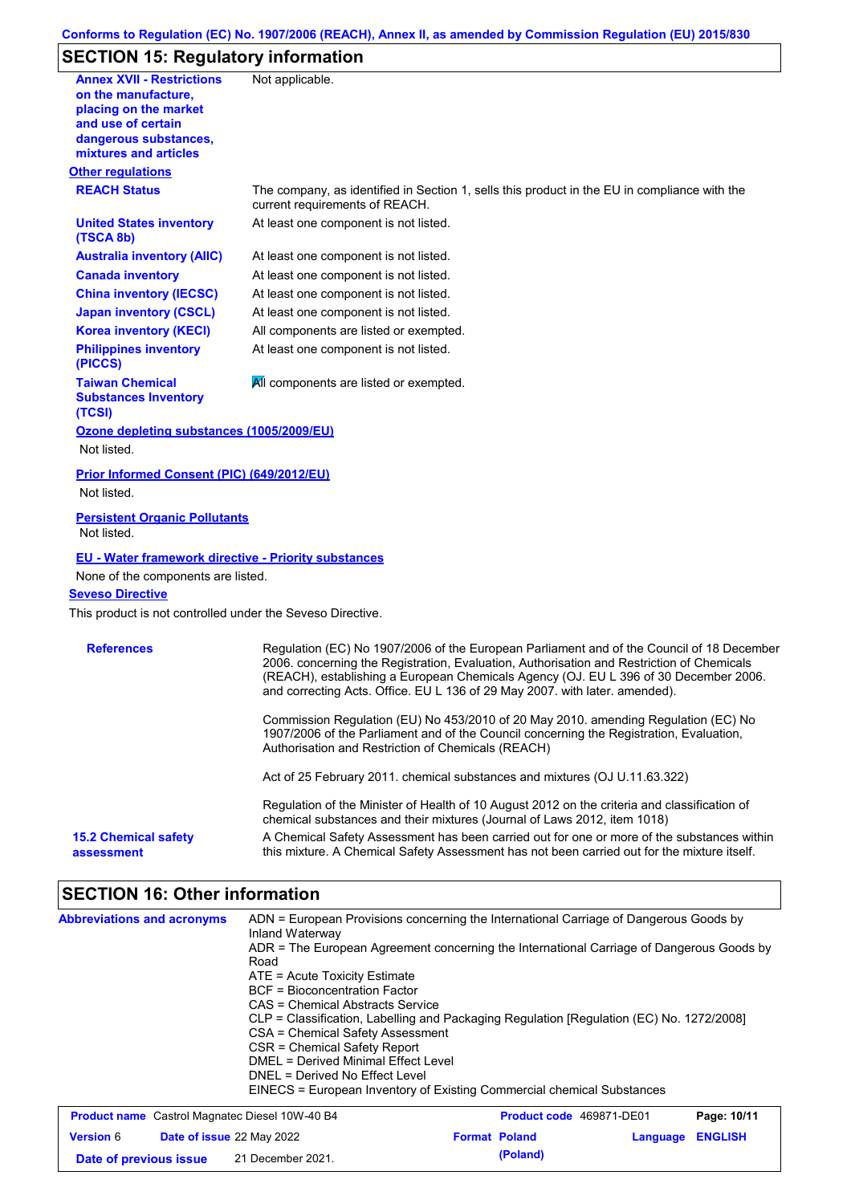## SECTION 15: Regulatory information

| | |
|---|---|
| **Annex XVII - Restrictions on the manufacture, placing on the market and use of certain dangerous substances, mixtures and articles** | Not applicable. |

**Other regulations**

| | |
|---|---|
| **REACH Status** | The company, as identified in Section 1, sells this product in the EU in compliance with the current requirements of REACH. |
| **United States inventory (TSCA 8b)** | At least one component is not listed. |
| **Australia inventory (AIIC)** | At least one component is not listed. |
| **Canada inventory** | At least one component is not listed. |
| **China inventory (IECSC)** | At least one component is not listed. |
| **Japan inventory (CSCL)** | At least one component is not listed. |
| **Korea inventory (KECI)** | All components are listed or exempted. |
| **Philippines inventory (PICCS)** | At least one component is not listed. |
| **Taiwan Chemical Substances Inventory (TCSI)** | All components are listed or exempted. |

**Ozone depleting substances (1005/2009/EU)**

Not listed.

**Prior Informed Consent (PIC) (649/2012/EU)**

Not listed.

**Persistent Organic Pollutants**

Not listed.

**EU - Water framework directive - Priority substances**

None of the components are listed.

**Seveso Directive**

This product is not controlled under the Seveso Directive.

**References**

Regulation (EC) No 1907/2006 of the European Parliament and of the Council of 18 December 2006. concerning the Registration, Evaluation, Authorisation and Restriction of Chemicals (REACH), establishing a European Chemicals Agency (OJ. EU L 396 of 30 December 2006. and correcting Acts. Office. EU L 136 of 29 May 2007. with later. amended).

Commission Regulation (EU) No 453/2010 of 20 May 2010. amending Regulation (EC) No 1907/2006 of the Parliament and of the Council concerning the Registration, Evaluation, Authorisation and Restriction of Chemicals (REACH)

Act of 25 February 2011. chemical substances and mixtures (OJ U.11.63.322)

Regulation of the Minister of Health of 10 August 2012 on the criteria and classification of chemical substances and their mixtures (Journal of Laws 2012, item 1018)

**15.2 Chemical safety assessment**

A Chemical Safety Assessment has been carried out for one or more of the substances within this mixture. A Chemical Safety Assessment has not been carried out for the mixture itself.

## SECTION 16: Other information

**Abbreviations and acronyms**

ADN = European Provisions concerning the International Carriage of Dangerous Goods by Inland Waterway
ADR = The European Agreement concerning the International Carriage of Dangerous Goods by Road
ATE = Acute Toxicity Estimate
BCF = Bioconcentration Factor
CAS = Chemical Abstracts Service
CLP = Classification, Labelling and Packaging Regulation [Regulation (EC) No. 1272/2008]
CSA = Chemical Safety Assessment
CSR = Chemical Safety Report
DMEL = Derived Minimal Effect Level
DNEL = Derived No Effect Level
EINECS = European Inventory of Existing Commercial chemical Substances

| | | | |
|---|---|---|---|
| **Product name** Castrol Magnatec Diesel 10W-40 B4 | | **Product code** 469871-DE01 | |
| **Version** 6 | **Date of issue** 22 May 2022 | **Format** Poland (Poland) | **Language** ENGLISH |
| **Date of previous issue** | 21 December 2021. | | |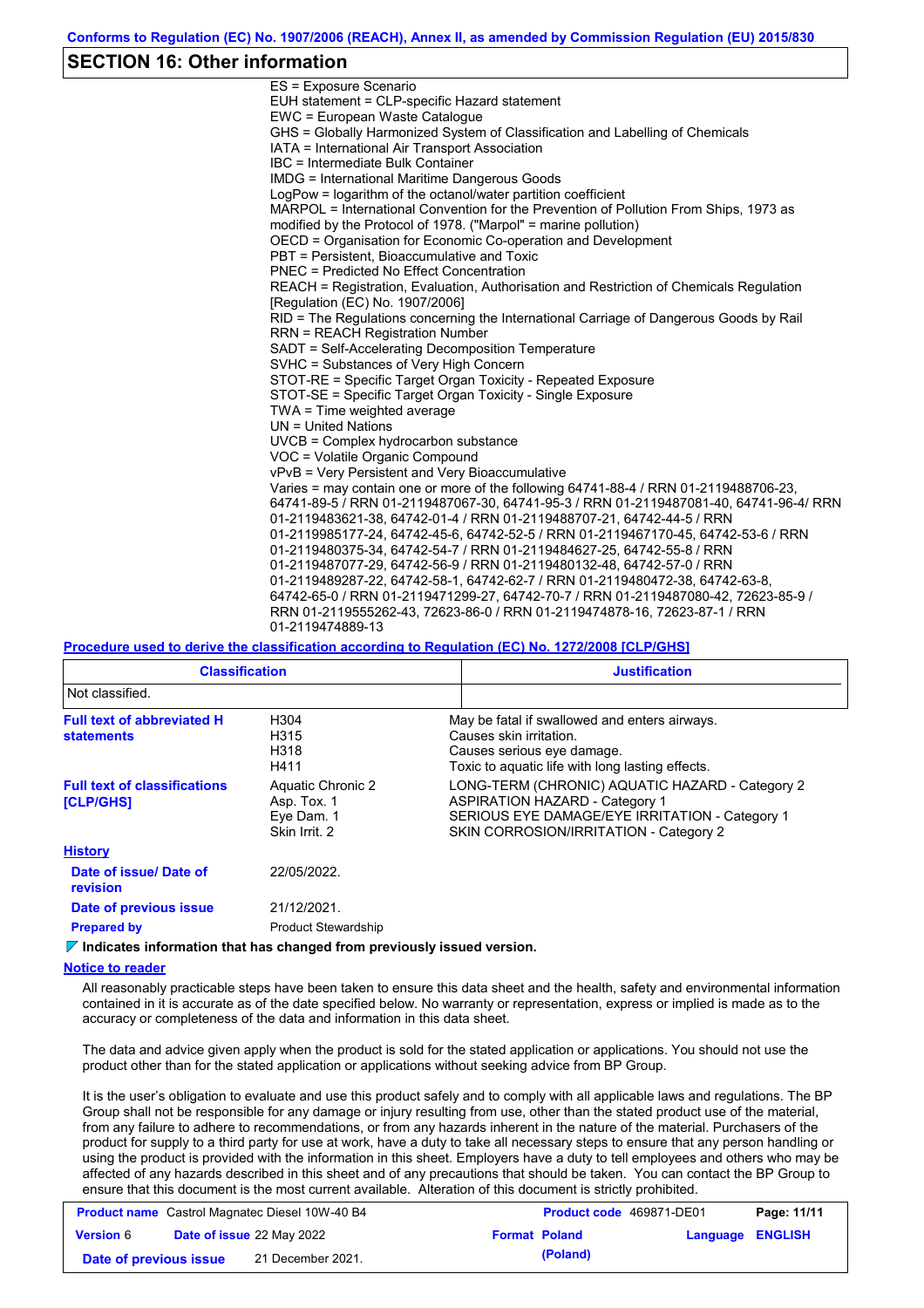## SECTION 16: Other information

ES = Exposure Scenario
EUH statement = CLP-specific Hazard statement
EWC = European Waste Catalogue
GHS = Globally Harmonized System of Classification and Labelling of Chemicals
IATA = International Air Transport Association
IBC = Intermediate Bulk Container
IMDG = International Maritime Dangerous Goods
LogPow = logarithm of the octanol/water partition coefficient
MARPOL = International Convention for the Prevention of Pollution From Ships, 1973 as modified by the Protocol of 1978. ("Marpol" = marine pollution)
OECD = Organisation for Economic Co-operation and Development
PBT = Persistent, Bioaccumulative and Toxic
PNEC = Predicted No Effect Concentration
REACH = Registration, Evaluation, Authorisation and Restriction of Chemicals Regulation [Regulation (EC) No. 1907/2006]
RID = The Regulations concerning the International Carriage of Dangerous Goods by Rail
RRN = REACH Registration Number
SADT = Self-Accelerating Decomposition Temperature
SVHC = Substances of Very High Concern
STOT-RE = Specific Target Organ Toxicity - Repeated Exposure
STOT-SE = Specific Target Organ Toxicity - Single Exposure
TWA = Time weighted average
UN = United Nations
UVCB = Complex hydrocarbon substance
VOC = Volatile Organic Compound
vPvB = Very Persistent and Very Bioaccumulative
Varies = may contain one or more of the following 64741-88-4 / RRN 01-2119488706-23, 64741-89-5 / RRN 01-2119487067-30, 64741-95-3 / RRN 01-2119487081-40, 64741-96-4/ RRN 01-2119483621-38, 64742-01-4 / RRN 01-2119488707-21, 64742-44-5 / RRN 01-2119985177-24, 64742-45-6, 64742-52-5 / RRN 01-2119467170-45, 64742-53-6 / RRN 01-2119480375-34, 64742-54-7 / RRN 01-2119484627-25, 64742-55-8 / RRN 01-2119487077-29, 64742-56-9 / RRN 01-2119480132-48, 64742-57-0 / RRN 01-2119489287-22, 64742-58-1, 64742-62-7 / RRN 01-2119480472-38, 64742-63-8, 64742-65-0 / RRN 01-2119471299-27, 64742-70-7 / RRN 01-2119487080-42, 72623-85-9 / RRN 01-2119555262-43, 72623-86-0 / RRN 01-2119474878-16, 72623-87-1 / RRN 01-2119474889-13

**Procedure used to derive the classification according to Regulation (EC) No. 1272/2008 [CLP/GHS]**

| Classification | Justification |
|---|---|
| Not classified. | |

**Full text of abbreviated H statements**

| | |
|---|---|
| H304 | May be fatal if swallowed and enters airways. |
| H315 | Causes skin irritation. |
| H318 | Causes serious eye damage. |
| H411 | Toxic to aquatic life with long lasting effects. |

**Full text of classifications [CLP/GHS]**

| | |
|---|---|
| Aquatic Chronic 2 | LONG-TERM (CHRONIC) AQUATIC HAZARD - Category 2 |
| Asp. Tox. 1 | ASPIRATION HAZARD - Category 1 |
| Eye Dam. 1 | SERIOUS EYE DAMAGE/EYE IRRITATION - Category 1 |
| Skin Irrit. 2 | SKIN CORROSION/IRRITATION - Category 2 |

**History**

**Date of issue/ Date of revision** 22/05/2022.

**Date of previous issue** 21/12/2021.

**Prepared by** Product Stewardship

**Indicates information that has changed from previously issued version.**

**Notice to reader**

All reasonably practicable steps have been taken to ensure this data sheet and the health, safety and environmental information contained in it is accurate as of the date specified below. No warranty or representation, express or implied is made as to the accuracy or completeness of the data and information in this data sheet.

The data and advice given apply when the product is sold for the stated application or applications. You should not use the product other than for the stated application or applications without seeking advice from BP Group.

It is the user's obligation to evaluate and use this product safely and to comply with all applicable laws and regulations. The BP Group shall not be responsible for any damage or injury resulting from use, other than the stated product use of the material, from any failure to adhere to recommendations, or from any hazards inherent in the nature of the material. Purchasers of the product for supply to a third party for use at work, have a duty to take all necessary steps to ensure that any person handling or using the product is provided with the information in this sheet. Employers have a duty to tell employees and others who may be affected of any hazards described in this sheet and of any precautions that should be taken. You can contact the BP Group to ensure that this document is the most current available. Alteration of this document is strictly prohibited.